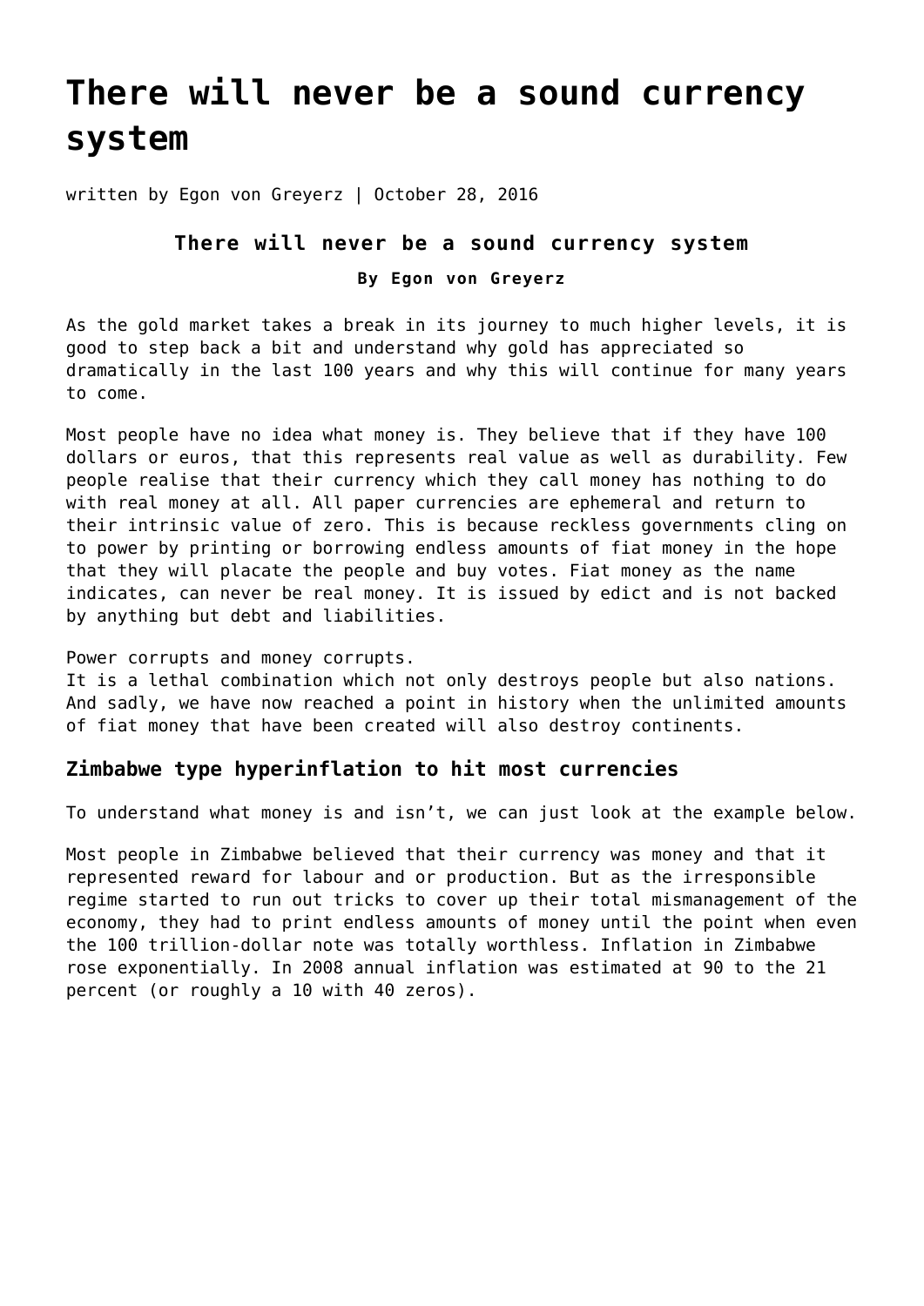# There will never be a sound currency system

written by Egon von Greyerz | October 28, 2016

### There will never be a sound currency system

**By Egon von Greyerz**

As the gold market takes a break in its journey to much higher levels, it is good to step back a bit and understand why gold has appreciated so dramatically in the last 100 years and why this will continue for many years to come.

Most people have no idea what money is. They believe that if they have 100 dollars or euros, that this represents real value as well as durability. Few people realise that their currency which they call money has nothing to do with real money at all. All paper currencies are ephemeral and return to their intrinsic value of zero. This is because reckless governments cling on to power by printing or borrowing endless amounts of fiat money in the hope that they will placate the people and buy votes. Fiat money as the name indicates, can never be real money. It is issued by edict and is not backed by anything but debt and liabilities.

Power corrupts and money corrupts.
It is a lethal combination which not only destroys people but also nations. And sadly, we have now reached a point in history when the unlimited amounts of fiat money that have been created will also destroy continents.

## Zimbabwe type hyperinflation to hit most currencies

To understand what money is and isn't, we can just look at the example below.

Most people in Zimbabwe believed that their currency was money and that it represented reward for labour and or production. But as the irresponsible regime started to run out tricks to cover up their total mismanagement of the economy, they had to print endless amounts of money until the point when even the 100 trillion-dollar note was totally worthless. Inflation in Zimbabwe rose exponentially. In 2008 annual inflation was estimated at 90 to the 21 percent (or roughly a 10 with 40 zeros).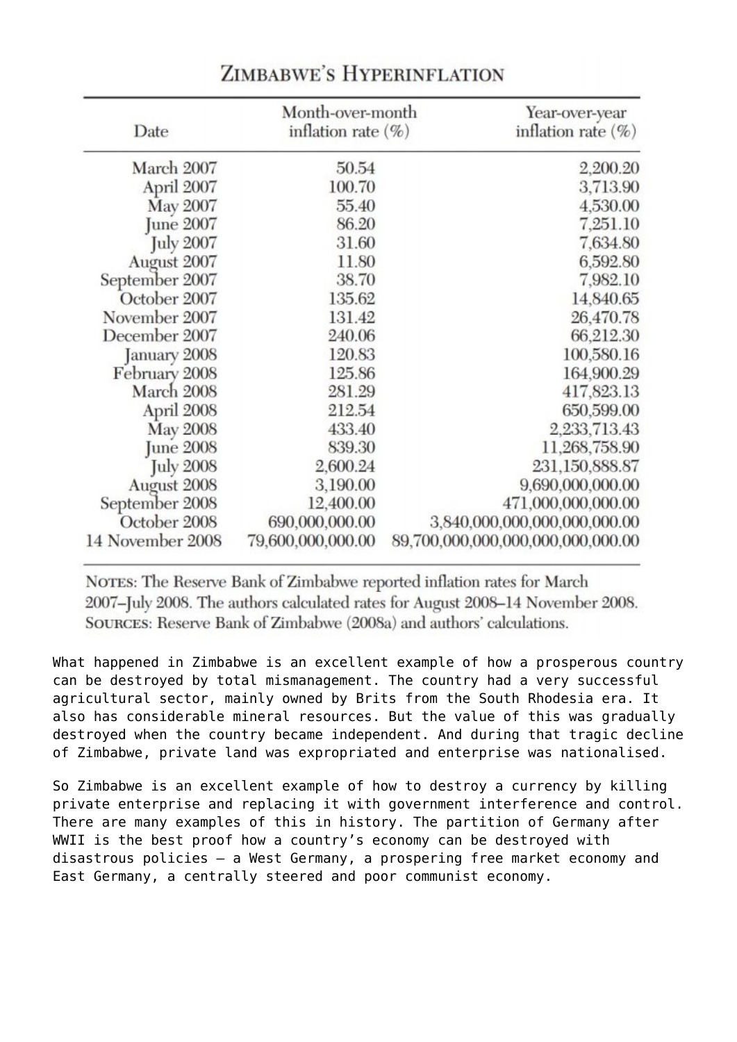## Zimbabwe's Hyperinflation

| Date | Month-over-month inflation rate (%) | Year-over-year inflation rate (%) |
|---|---|---|
| March 2007 | 50.54 | 2,200.20 |
| April 2007 | 100.70 | 3,713.90 |
| May 2007 | 55.40 | 4,530.00 |
| June 2007 | 86.20 | 7,251.10 |
| July 2007 | 31.60 | 7,634.80 |
| August 2007 | 11.80 | 6,592.80 |
| September 2007 | 38.70 | 7,982.10 |
| October 2007 | 135.62 | 14,840.65 |
| November 2007 | 131.42 | 26,470.78 |
| December 2007 | 240.06 | 66,212.30 |
| January 2008 | 120.83 | 100,580.16 |
| February 2008 | 125.86 | 164,900.29 |
| March 2008 | 281.29 | 417,823.13 |
| April 2008 | 212.54 | 650,599.00 |
| May 2008 | 433.40 | 2,233,713.43 |
| June 2008 | 839.30 | 11,268,758.90 |
| July 2008 | 2,600.24 | 231,150,888.87 |
| August 2008 | 3,190.00 | 9,690,000,000.00 |
| September 2008 | 12,400.00 | 471,000,000,000.00 |
| October 2008 | 690,000,000.00 | 3,840,000,000,000,000,000.00 |
| 14 November 2008 | 79,600,000,000.00 | 89,700,000,000,000,000,000,000.00 |

NOTES: The Reserve Bank of Zimbabwe reported inflation rates for March 2007–July 2008. The authors calculated rates for August 2008–14 November 2008.
SOURCES: Reserve Bank of Zimbabwe (2008a) and authors' calculations.

What happened in Zimbabwe is an excellent example of how a prosperous country can be destroyed by total mismanagement. The country had a very successful agricultural sector, mainly owned by Brits from the South Rhodesia era. It also has considerable mineral resources. But the value of this was gradually destroyed when the country became independent. And during that tragic decline of Zimbabwe, private land was expropriated and enterprise was nationalised.

So Zimbabwe is an excellent example of how to destroy a currency by killing private enterprise and replacing it with government interference and control. There are many examples of this in history. The partition of Germany after WWII is the best proof how a country's economy can be destroyed with disastrous policies – a West Germany, a prospering free market economy and East Germany, a centrally steered and poor communist economy.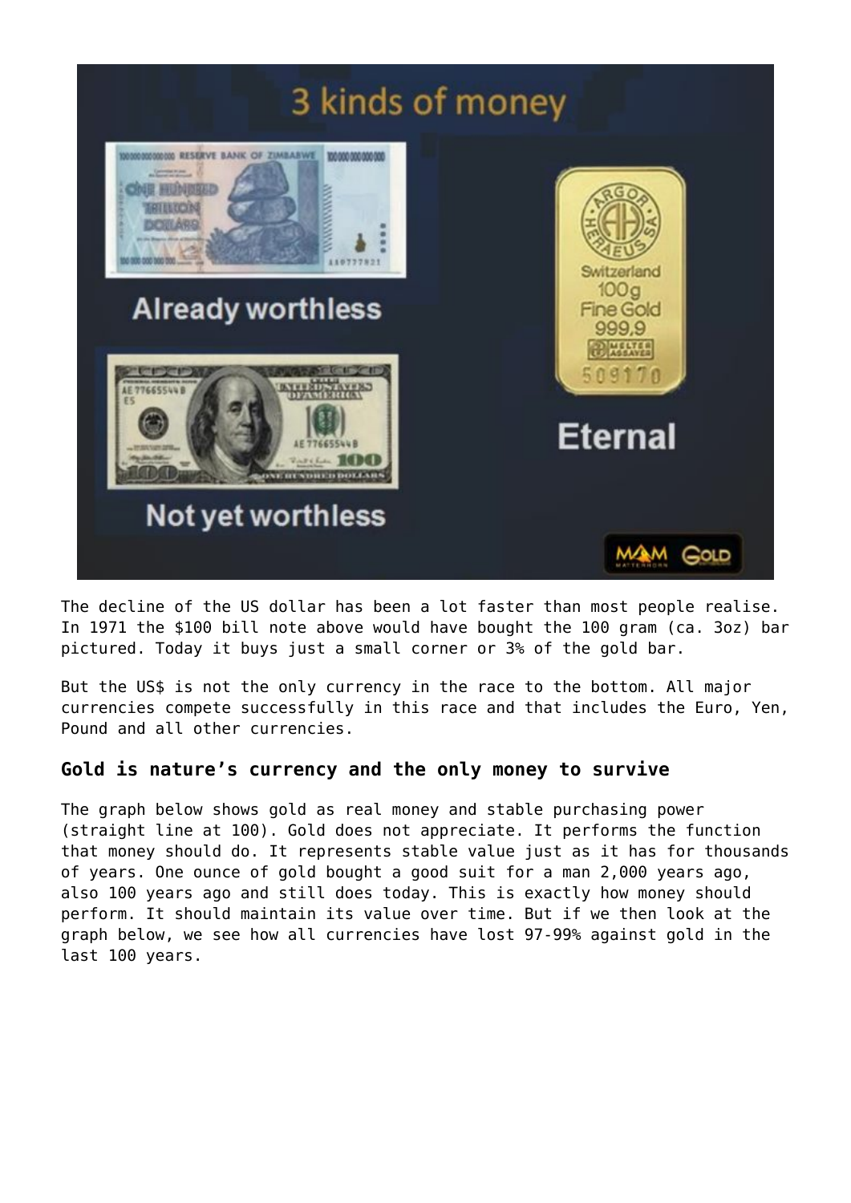The decline of the US dollar has been a lot faster than most people realise. In 1971 the $100 bill note above would have bought the 100 gram (ca. 3oz) bar pictured. Today it buys just a small corner or 3% of the gold bar.

But the US$ is not the only currency in the race to the bottom. All major currencies compete successfully in this race and that includes the Euro, Yen, Pound and all other currencies.

### Gold is nature's currency and the only money to survive

The graph below shows gold as real money and stable purchasing power (straight line at 100). Gold does not appreciate. It performs the function that money should do. It represents stable value just as it has for thousands of years. One ounce of gold bought a good suit for a man 2,000 years ago, also 100 years ago and still does today. This is exactly how money should perform. It should maintain its value over time. But if we then look at the graph below, we see how all currencies have lost 97-99% against gold in the last 100 years.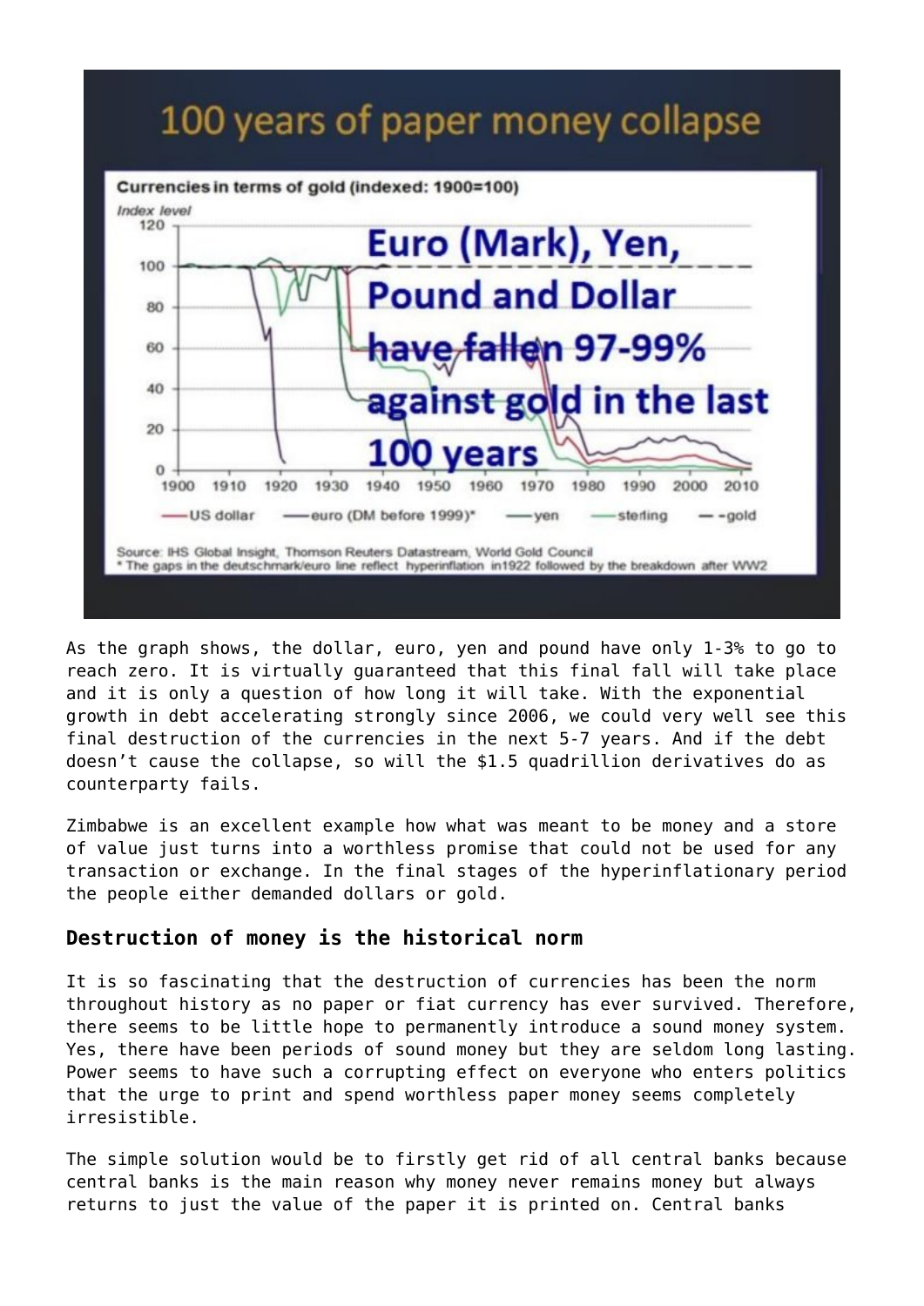100 years of paper money collapse

Currencies in terms of gold (indexed: 1900=100)

Euro (Mark), Yen, Pound and Dollar have fallen 97-99% against gold in the last 100 years

Source: IHS Global Insight, Thomson Reuters Datastream, World Gold Council
* The gaps in the deutschmark/euro line reflect hyperinflation in1922 followed by the breakdown after WW2

As the graph shows, the dollar, euro, yen and pound have only 1-3% to go to reach zero. It is virtually guaranteed that this final fall will take place and it is only a question of how long it will take. With the exponential growth in debt accelerating strongly since 2006, we could very well see this final destruction of the currencies in the next 5-7 years. And if the debt doesn't cause the collapse, so will the $1.5 quadrillion derivatives do as counterparty fails.

Zimbabwe is an excellent example how what was meant to be money and a store of value just turns into a worthless promise that could not be used for any transaction or exchange. In the final stages of the hyperinflationary period the people either demanded dollars or gold.

### Destruction of money is the historical norm

It is so fascinating that the destruction of currencies has been the norm throughout history as no paper or fiat currency has ever survived. Therefore, there seems to be little hope to permanently introduce a sound money system. Yes, there have been periods of sound money but they are seldom long lasting. Power seems to have such a corrupting effect on everyone who enters politics that the urge to print and spend worthless paper money seems completely irresistible.

The simple solution would be to firstly get rid of all central banks because central banks is the main reason why money never remains money but always returns to just the value of the paper it is printed on. Central banks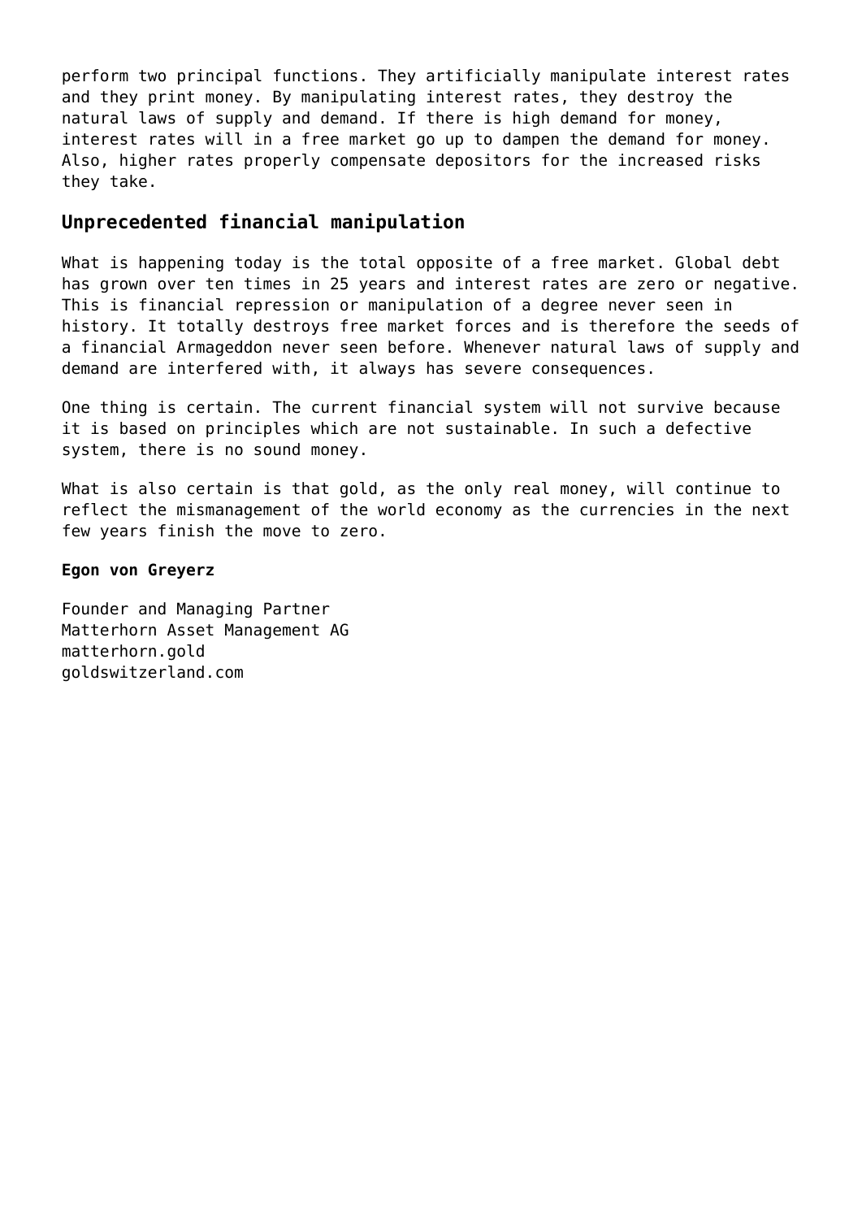perform two principal functions. They artificially manipulate interest rates and they print money. By manipulating interest rates, they destroy the natural laws of supply and demand. If there is high demand for money, interest rates will in a free market go up to dampen the demand for money. Also, higher rates properly compensate depositors for the increased risks they take.

## Unprecedented financial manipulation

What is happening today is the total opposite of a free market. Global debt has grown over ten times in 25 years and interest rates are zero or negative. This is financial repression or manipulation of a degree never seen in history. It totally destroys free market forces and is therefore the seeds of a financial Armageddon never seen before. Whenever natural laws of supply and demand are interfered with, it always has severe consequences.

One thing is certain. The current financial system will not survive because it is based on principles which are not sustainable. In such a defective system, there is no sound money.

What is also certain is that gold, as the only real money, will continue to reflect the mismanagement of the world economy as the currencies in the next few years finish the move to zero.

**Egon von Greyerz**

Founder and Managing Partner
Matterhorn Asset Management AG
matterhorn.gold
goldswitzerland.com